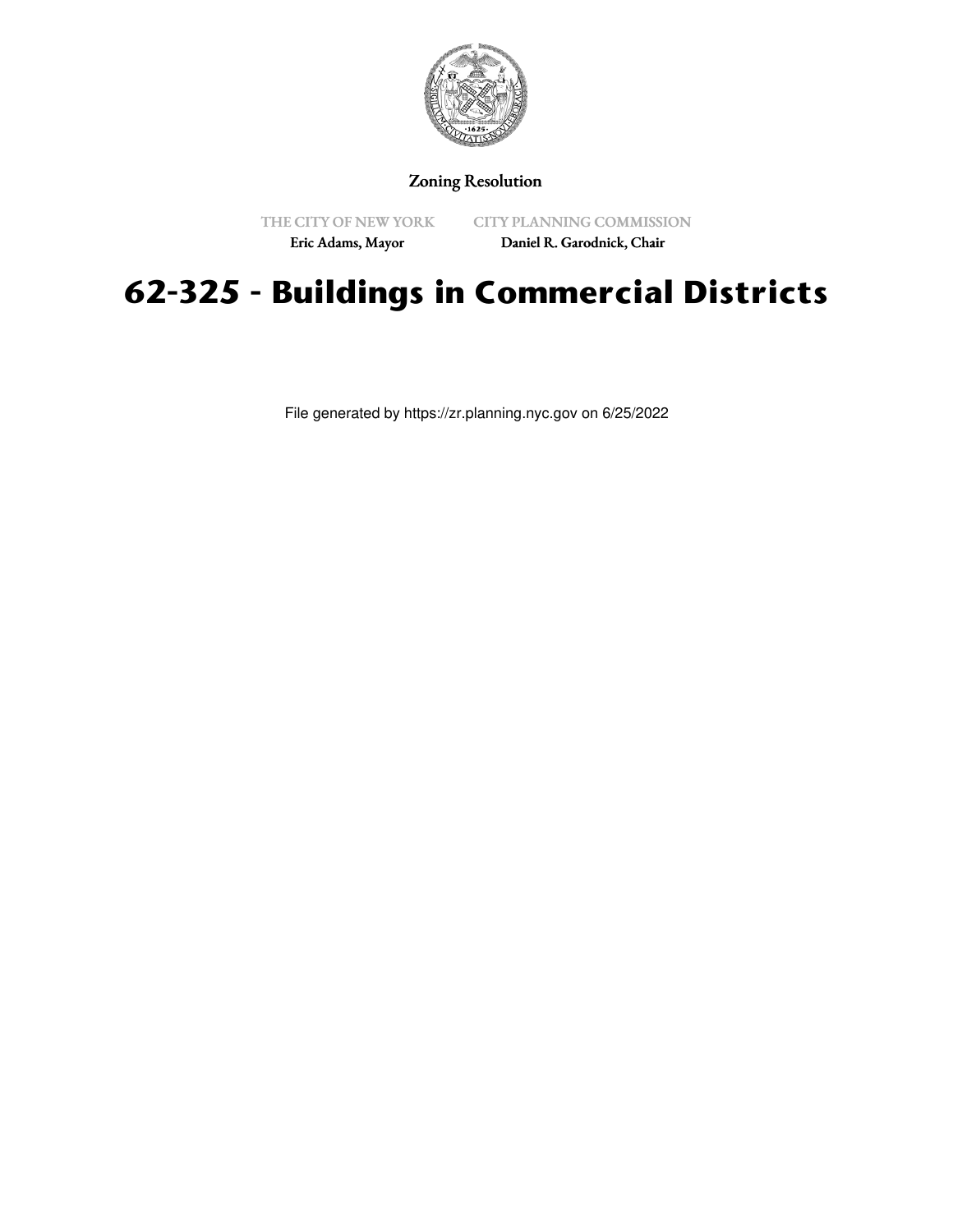Zoning Resolution

THE CITY OF NEW YORK
Eric Adams, Mayor

CITY PLANNING COMMISSION
Daniel R. Garodnick, Chair

# 62-325 - Buildings in Commercial Districts

File generated by https://zr.planning.nyc.gov on 6/25/2022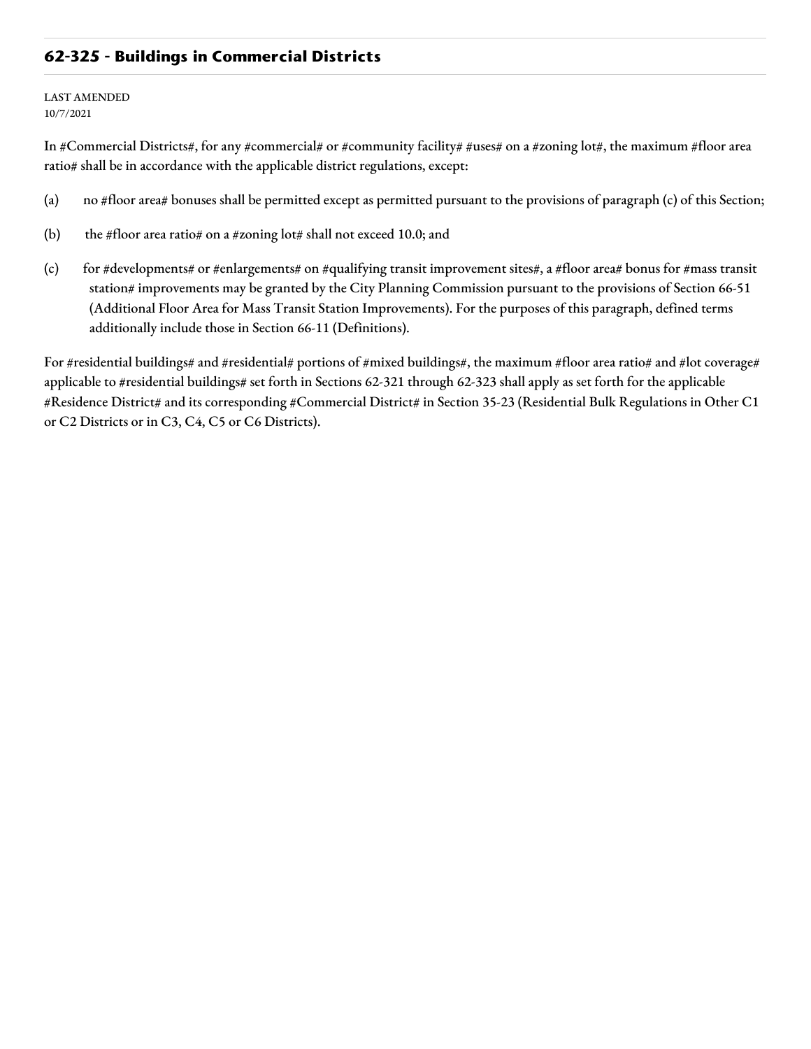## 62-325 - Buildings in Commercial Districts

LAST AMENDED
10/7/2021

In #Commercial Districts#, for any #commercial# or #community facility# #uses# on a #zoning lot#, the maximum #floor area ratio# shall be in accordance with the applicable district regulations, except:

(a) no #floor area# bonuses shall be permitted except as permitted pursuant to the provisions of paragraph (c) of this Section;

(b) the #floor area ratio# on a #zoning lot# shall not exceed 10.0; and

(c) for #developments# or #enlargements# on #qualifying transit improvement sites#, a #floor area# bonus for #mass transit station# improvements may be granted by the City Planning Commission pursuant to the provisions of Section 66-51 (Additional Floor Area for Mass Transit Station Improvements). For the purposes of this paragraph, defined terms additionally include those in Section 66-11 (Definitions).

For #residential buildings# and #residential# portions of #mixed buildings#, the maximum #floor area ratio# and #lot coverage# applicable to #residential buildings# set forth in Sections 62-321 through 62-323 shall apply as set forth for the applicable #Residence District# and its corresponding #Commercial District# in Section 35-23 (Residential Bulk Regulations in Other C1 or C2 Districts or in C3, C4, C5 or C6 Districts).